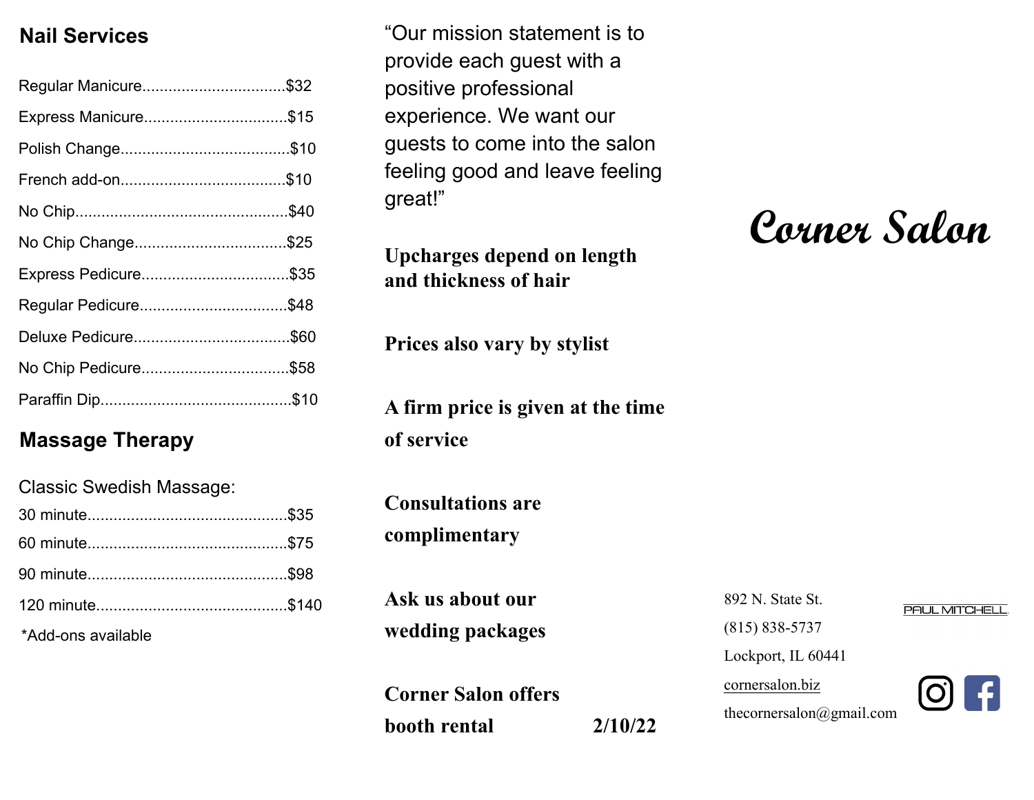## Nail Services

Regular Manicure................................$32

Express Manicure................................$15

Polish Change......................................$10

French add-on.....................................$10

No Chip................................................$40

No Chip Change..................................$25

Express Pedicure.................................$35

Regular Pedicure.................................$48

Deluxe Pedicure...................................$60

No Chip Pedicure.................................$58

Paraffin Dip..........................................$10

## Massage Therapy

Classic Swedish Massage:

30 minute.............................................$35

60 minute.............................................$75

90 minute.............................................$98

120 minute...........................................$140

*Add-ons available

"Our mission statement is to provide each guest with a positive professional experience. We want our guests to come into the salon feeling good and leave feeling great!"

**Upcharges depend on length and thickness of hair**

**Prices also vary by stylist**

**A firm price is given at the time of service**

**Consultations are complimentary**

**Ask us about our wedding packages**

**Corner Salon offers booth rental**

**2/10/22**

# Corner Salon

892 N. State St.
(815) 838-5737
Lockport, IL 60441
cornersalon.biz
thecornersalon@gmail.com

PAUL MITCHELL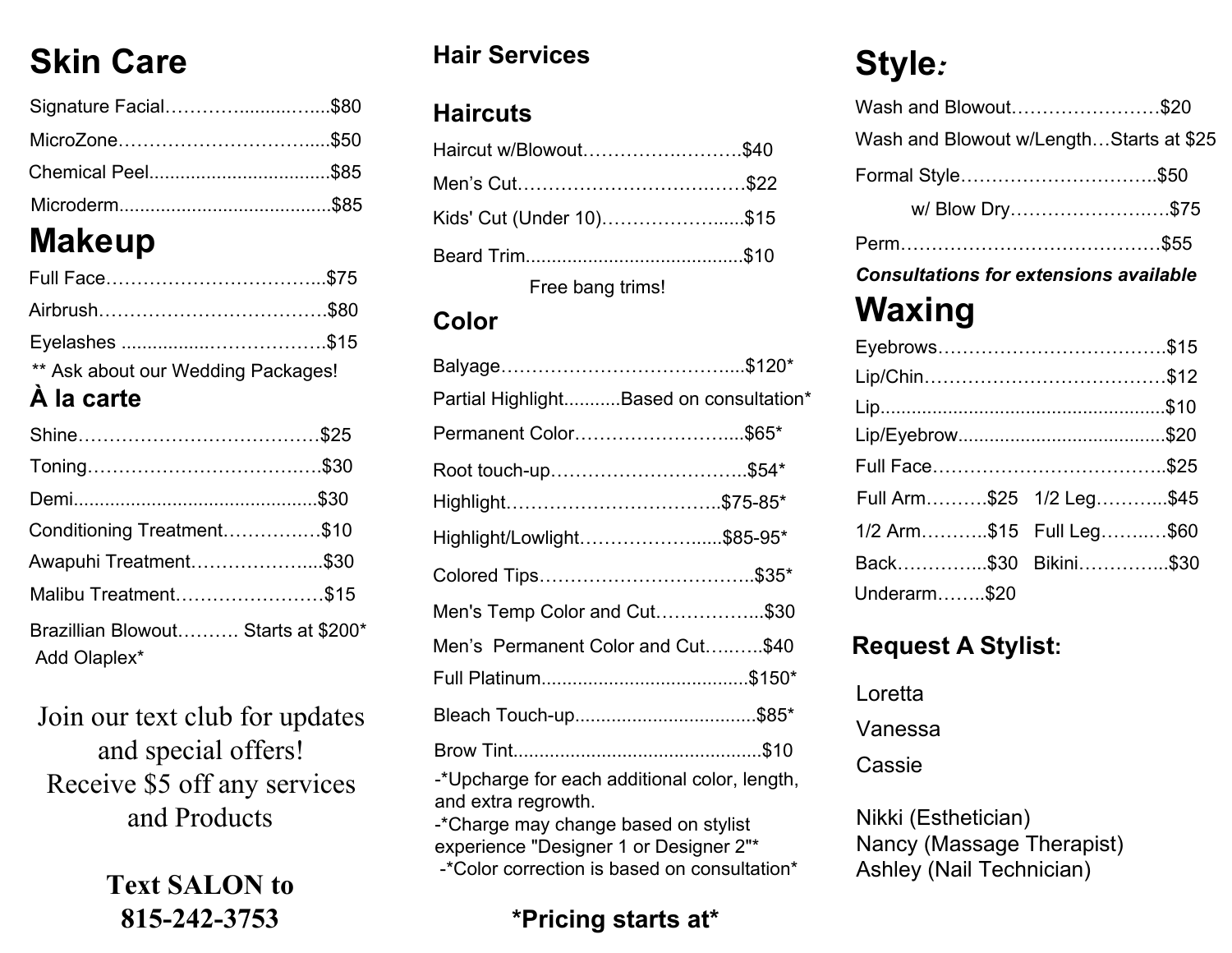# Skin Care

Signature Facial…………...........…....$80

MicroZone……………………………....$50

Chemical Peel..................................$85

Microderm........................................$85

# Makeup

Full Face……………………………...$75

Airbrush………………………………$80

Eyelashes ................………………$15

** Ask about our Wedding Packages!

## À la carte

Shine…………………………………$25

Toning……………………………….$30

Demi...............................................$30

Conditioning Treatment…………….$10

Awapuhi Treatment………………....$30

Malibu Treatment……………………$15

Brazillian Blowout………. Starts at $200*

Add Olaplex*

Join our text club for updates and special offers!
Receive $5 off any services and Products

**Text SALON to 815-242-3753**

## Hair Services

## Haircuts

Haircut w/Blowout…………….……….$40

Men's Cut………………………….……$22

Kids' Cut (Under 10)………………......$15

Beard Trim..........................................$10

Free bang trims!

## Color

Balyage………………………………....$120*

Partial Highlight...........Based on consultation*

Permanent Color……………………....$65*

Root touch-up…………………………..$54*

Highlight……………………………..$75-85*

Highlight/Lowlight…………………......$85-95*

Colored Tips…………………………….$35*

Men's Temp Color and Cut……………...$30

Men's Permanent Color and Cut….…..$40

Full Platinum.......................................$150*

Bleach Touch-up..................................$85*

Brow Tint...............................................$10

-*Upcharge for each additional color, length, and extra regrowth.
-*Charge may change based on stylist experience "Designer 1 or Designer 2"*
-*Color correction is based on consultation*

***Pricing starts at***

# Style:

Wash and Blowout……………………$20

Wash and Blowout w/Length…Starts at $25

Formal Style…………………………..$50

w/ Blow Dry…………………….….$75

Perm……………………………………$55

***Consultations for extensions available***

# Waxing

Eyebrows……………………………….$15

Lip/Chin…………………………………$12

Lip.....................................................$10

Lip/Eyebrow......................................$20

Full Face……………………………….$25

Full Arm……….$25

1/2 Arm………..$15

Back…………..$30

Underarm……..$20

1/2 Leg………..$45

Full Leg……….$60

Bikini…………..$30

## Request A Stylist:

Loretta

Vanessa

Cassie

Nikki (Esthetician)
Nancy (Massage Therapist)
Ashley (Nail Technician)